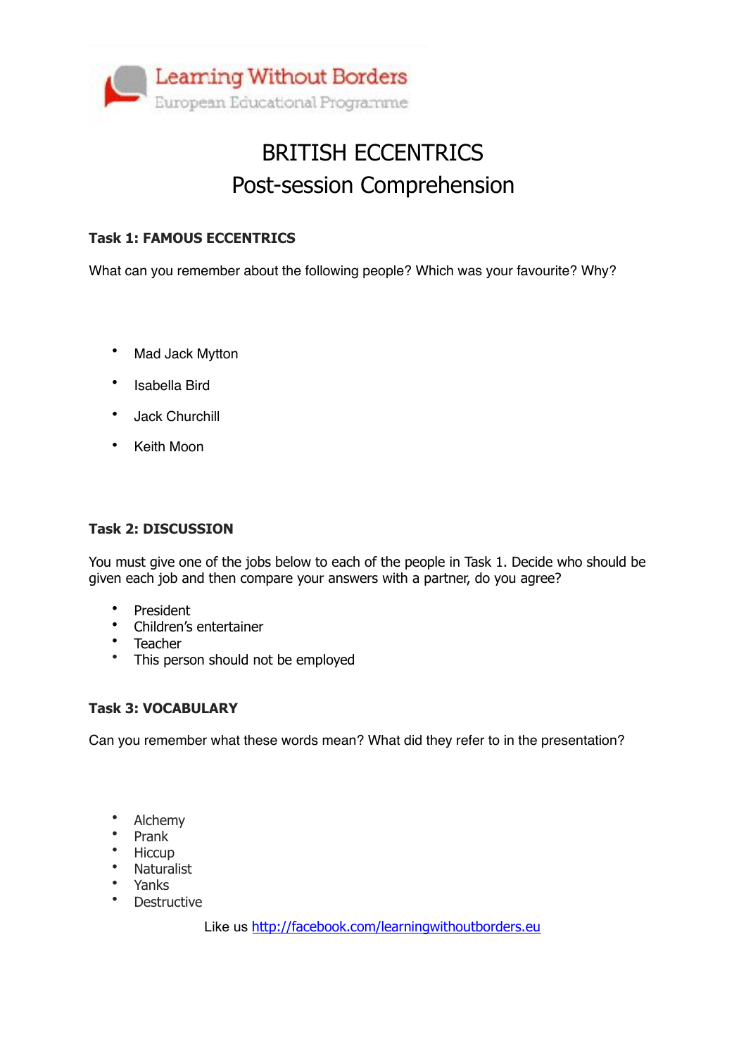Learning Without Borders
European Educational Programme

# BRITISH ECCENTRICS
# Post-session Comprehension

**Task 1: FAMOUS ECCENTRICS**

What can you remember about the following people? Which was your favourite? Why?

- Mad Jack Mytton
- Isabella Bird
- Jack Churchill
- Keith Moon

**Task 2: DISCUSSION**

You must give one of the jobs below to each of the people in Task 1. Decide who should be given each job and then compare your answers with a partner, do you agree?

- President
- Children's entertainer
- Teacher
- This person should not be employed

**Task 3: VOCABULARY**

Can you remember what these words mean? What did they refer to in the presentation?

- Alchemy
- Prank
- Hiccup
- Naturalist
- Yanks
- Destructive

Like us http://facebook.com/learningwithoutborders.eu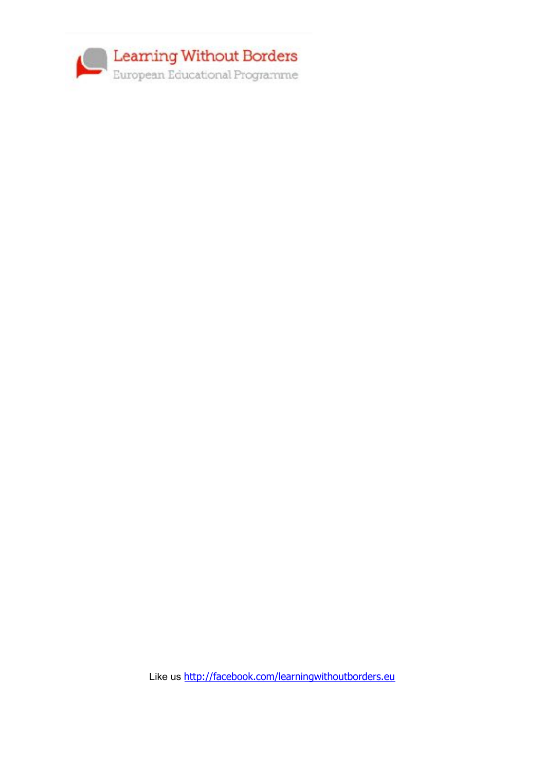Learning Without Borders

European Educational Programme

Like us [http://facebook.com/learningwithoutborders.eu](http://facebook.com/learningwithoutborders.eu)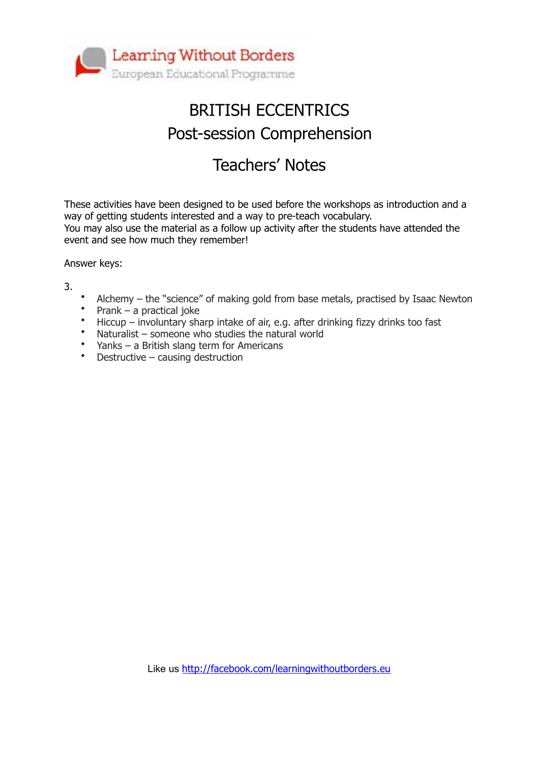Learning Without Borders
European Educational Programme

# BRITISH ECCENTRICS
## Post-session Comprehension

## Teachers' Notes

These activities have been designed to be used before the workshops as introduction and a way of getting students interested and a way to pre-teach vocabulary.
You may also use the material as a follow up activity after the students have attended the event and see how much they remember!

Answer keys:

3.

- Alchemy – the "science" of making gold from base metals, practised by Isaac Newton
- Prank – a practical joke
- Hiccup – involuntary sharp intake of air, e.g. after drinking fizzy drinks too fast
- Naturalist – someone who studies the natural world
- Yanks – a British slang term for Americans
- Destructive – causing destruction

Like us http://facebook.com/learningwithoutborders.eu